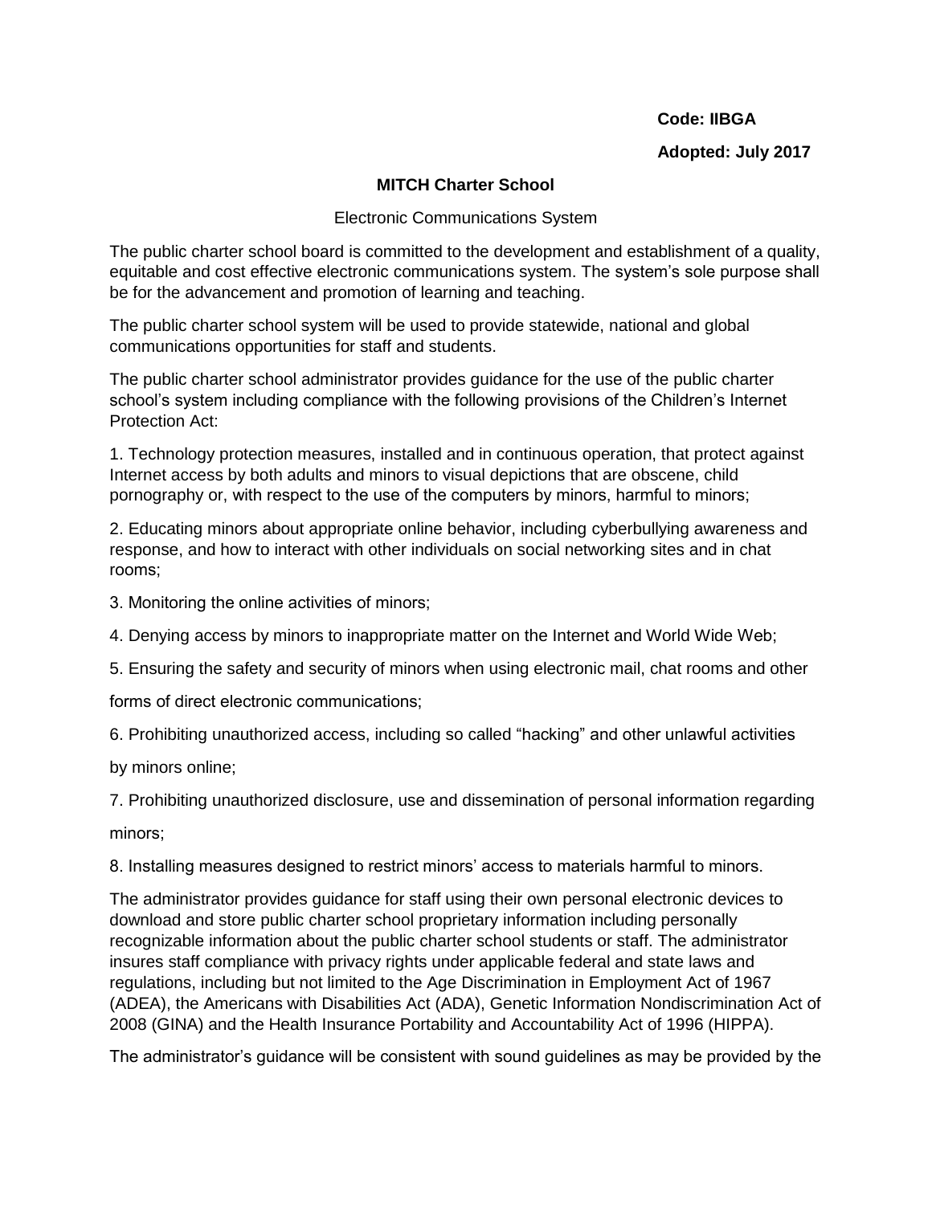**Code: IIBGA**

**Adopted: July 2017**

# MITCH Charter School

## Electronic Communications System

The public charter school board is committed to the development and establishment of a quality, equitable and cost effective electronic communications system. The system's sole purpose shall be for the advancement and promotion of learning and teaching.

The public charter school system will be used to provide statewide, national and global communications opportunities for staff and students.

The public charter school administrator provides guidance for the use of the public charter school's system including compliance with the following provisions of the Children's Internet Protection Act:

1. Technology protection measures, installed and in continuous operation, that protect against Internet access by both adults and minors to visual depictions that are obscene, child pornography or, with respect to the use of the computers by minors, harmful to minors;

2. Educating minors about appropriate online behavior, including cyberbullying awareness and response, and how to interact with other individuals on social networking sites and in chat rooms;

3. Monitoring the online activities of minors;

4. Denying access by minors to inappropriate matter on the Internet and World Wide Web;

5. Ensuring the safety and security of minors when using electronic mail, chat rooms and other forms of direct electronic communications;

6. Prohibiting unauthorized access, including so called "hacking" and other unlawful activities by minors online;

7. Prohibiting unauthorized disclosure, use and dissemination of personal information regarding minors;

8. Installing measures designed to restrict minors' access to materials harmful to minors.

The administrator provides guidance for staff using their own personal electronic devices to download and store public charter school proprietary information including personally recognizable information about the public charter school students or staff. The administrator insures staff compliance with privacy rights under applicable federal and state laws and regulations, including but not limited to the Age Discrimination in Employment Act of 1967 (ADEA), the Americans with Disabilities Act (ADA), Genetic Information Nondiscrimination Act of 2008 (GINA) and the Health Insurance Portability and Accountability Act of 1996 (HIPPA).

The administrator's guidance will be consistent with sound guidelines as may be provided by the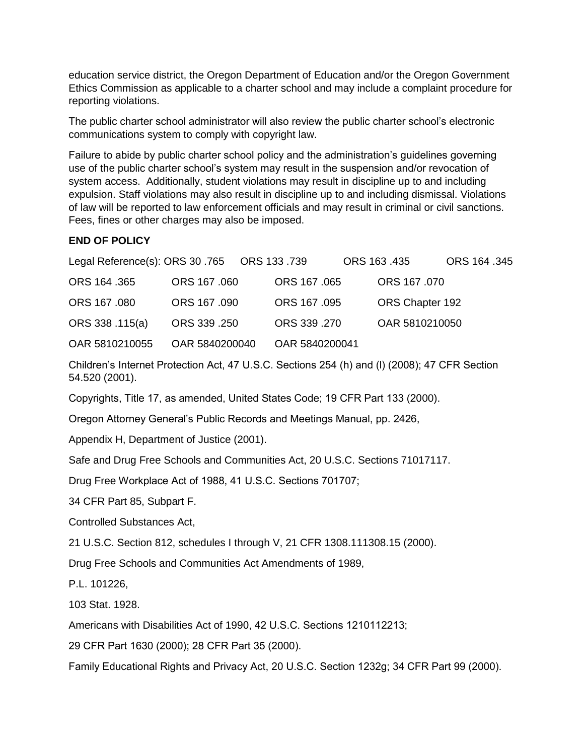education service district, the Oregon Department of Education and/or the Oregon Government Ethics Commission as applicable to a charter school and may include a complaint procedure for reporting violations.

The public charter school administrator will also review the public charter school's electronic communications system to comply with copyright law.

Failure to abide by public charter school policy and the administration's guidelines governing use of the public charter school's system may result in the suspension and/or revocation of system access. Additionally, student violations may result in discipline up to and including expulsion. Staff violations may also result in discipline up to and including dismissal. Violations of law will be reported to law enforcement officials and may result in criminal or civil sanctions. Fees, fines or other charges may also be imposed.

**END OF POLICY**

Legal Reference(s): ORS 30 .765 ORS 133 .739 ORS 163 .435 ORS 164 .345

ORS 164 .365 ORS 167 .060 ORS 167 .065 ORS 167 .070

ORS 167 .080 ORS 167 .090 ORS 167 .095 ORS Chapter 192

ORS 338 .115(a) ORS 339 .250 ORS 339 .270 OAR 5810210050

OAR 5810210055 OAR 5840200040 OAR 5840200041

Children's Internet Protection Act, 47 U.S.C. Sections 254 (h) and (l) (2008); 47 CFR Section 54.520 (2001).

Copyrights, Title 17, as amended, United States Code; 19 CFR Part 133 (2000).

Oregon Attorney General's Public Records and Meetings Manual, pp. 2426,

Appendix H, Department of Justice (2001).

Safe and Drug Free Schools and Communities Act, 20 U.S.C. Sections 71017117.

Drug Free Workplace Act of 1988, 41 U.S.C. Sections 701707;

34 CFR Part 85, Subpart F.

Controlled Substances Act,

21 U.S.C. Section 812, schedules I through V, 21 CFR 1308.111308.15 (2000).

Drug Free Schools and Communities Act Amendments of 1989,

P.L. 101226,

103 Stat. 1928.

Americans with Disabilities Act of 1990, 42 U.S.C. Sections 1210112213;

29 CFR Part 1630 (2000); 28 CFR Part 35 (2000).

Family Educational Rights and Privacy Act, 20 U.S.C. Section 1232g; 34 CFR Part 99 (2000).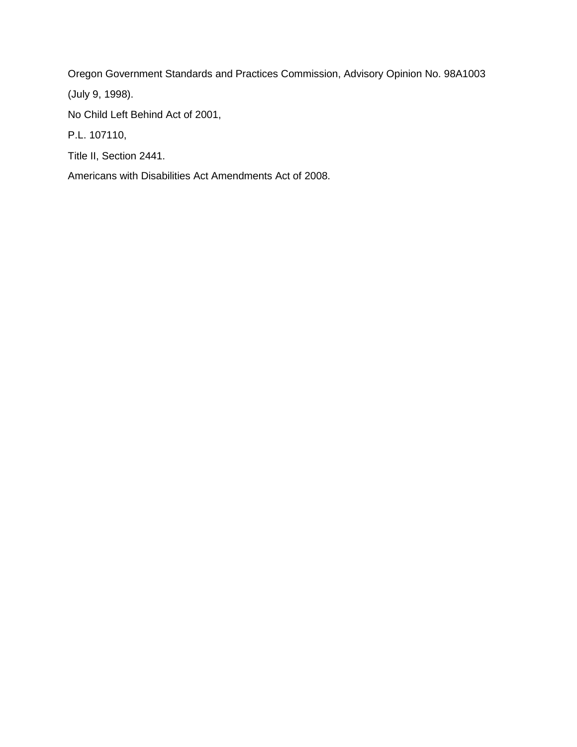Oregon Government Standards and Practices Commission, Advisory Opinion No. 98A1003 (July 9, 1998).

No Child Left Behind Act of 2001,

P.L. 107110,

Title II, Section 2441.

Americans with Disabilities Act Amendments Act of 2008.